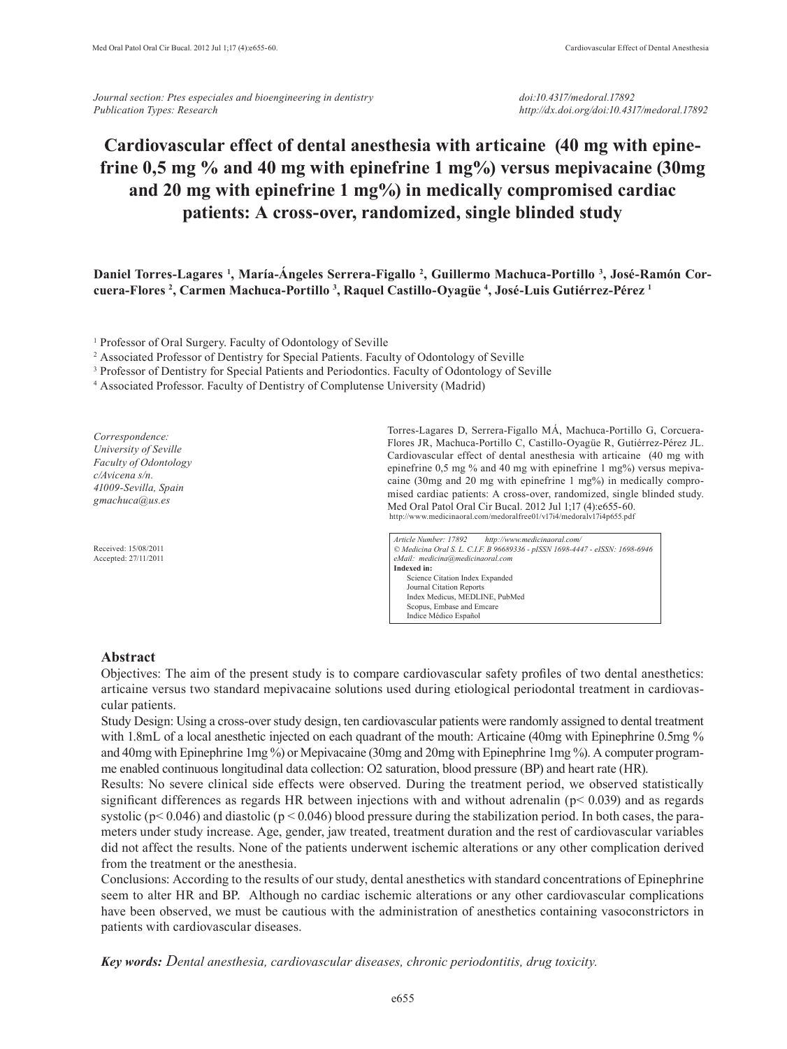*Journal section: Ptes especiales and bioengineering in dentistry*
*Publication Types: Research*

*doi:10.4317/medoral.17892*
*http://dx.doi.org/doi:10.4317/medoral.17892*

# Cardiovascular effect of dental anesthesia with articaine (40 mg with epinefrine 0,5 mg % and 40 mg with epinefrine 1 mg%) versus mepivacaine (30mg and 20 mg with epinefrine 1 mg%) in medically compromised cardiac patients: A cross-over, randomized, single blinded study

**Daniel Torres-Lagares [1], María-Ángeles Serrera-Figallo [2], Guillermo Machuca-Portillo [3], José-Ramón Corcuera-Flores [2], Carmen Machuca-Portillo [3], Raquel Castillo-Oyagüe [4], José-Luis Gutiérrez-Pérez [1]**

[1] Professor of Oral Surgery. Faculty of Odontology of Seville
[2] Associated Professor of Dentistry for Special Patients. Faculty of Odontology of Seville
[3] Professor of Dentistry for Special Patients and Periodontics. Faculty of Odontology of Seville
[4] Associated Professor. Faculty of Dentistry of Complutense University (Madrid)

*Correspondence:*
*University of Seville*
*Faculty of Odontology*
*c/Avicena s/n.*
*41009-Sevilla, Spain*
*gmachuca@us.es*

Received: 15/08/2011
Accepted: 27/11/2011

Torres-Lagares D, Serrera-Figallo MÁ, Machuca-Portillo G, Corcuera-Flores JR, Machuca-Portillo C, Castillo-Oyagüe R, Gutiérrez-Pérez JL. Cardiovascular effect of dental anesthesia with articaine (40 mg with epinefrine 0,5 mg % and 40 mg with epinefrine 1 mg%) versus mepivacaine (30mg and 20 mg with epinefrine 1 mg%) in medically compromised cardiac patients: A cross-over, randomized, single blinded study. Med Oral Patol Oral Cir Bucal. 2012 Jul 1;17 (4):e655-60.
http://www.medicinaoral.com/medoralfree01/v17i4/medoralv17i4p655.pdf

*Article Number: 17892 http://www.medicinaoral.com/*
*© Medicina Oral S. L. C.I.F. B 96689336 - pISSN 1698-4447 - eISSN: 1698-6946*
*eMail: medicina@medicinaoral.com*
**Indexed in:**
Science Citation Index Expanded
Journal Citation Reports
Index Medicus, MEDLINE, PubMed
Scopus, Embase and Emcare
Indice Médico Español

## Abstract

Objectives: The aim of the present study is to compare cardiovascular safety profiles of two dental anesthetics: articaine versus two standard mepivacaine solutions used during etiological periodontal treatment in cardiovascular patients.

Study Design: Using a cross-over study design, ten cardiovascular patients were randomly assigned to dental treatment with 1.8mL of a local anesthetic injected on each quadrant of the mouth: Articaine (40mg with Epinephrine 0.5mg % and 40mg with Epinephrine 1mg %) or Mepivacaine (30mg and 20mg with Epinephrine 1mg %). A computer programme enabled continuous longitudinal data collection: O2 saturation, blood pressure (BP) and heart rate (HR).

Results: No severe clinical side effects were observed. During the treatment period, we observed statistically significant differences as regards HR between injections with and without adrenalin ($p< 0.039$) and as regards systolic ($p< 0.046$) and diastolic ($p < 0.046$) blood pressure during the stabilization period. In both cases, the parameters under study increase. Age, gender, jaw treated, treatment duration and the rest of cardiovascular variables did not affect the results. None of the patients underwent ischemic alterations or any other complication derived from the treatment or the anesthesia.

Conclusions: According to the results of our study, dental anesthetics with standard concentrations of Epinephrine seem to alter HR and BP. Although no cardiac ischemic alterations or any other cardiovascular complications have been observed, we must be cautious with the administration of anesthetics containing vasoconstrictors in patients with cardiovascular diseases.

***Key words:*** *Dental anesthesia, cardiovascular diseases, chronic periodontitis, drug toxicity.*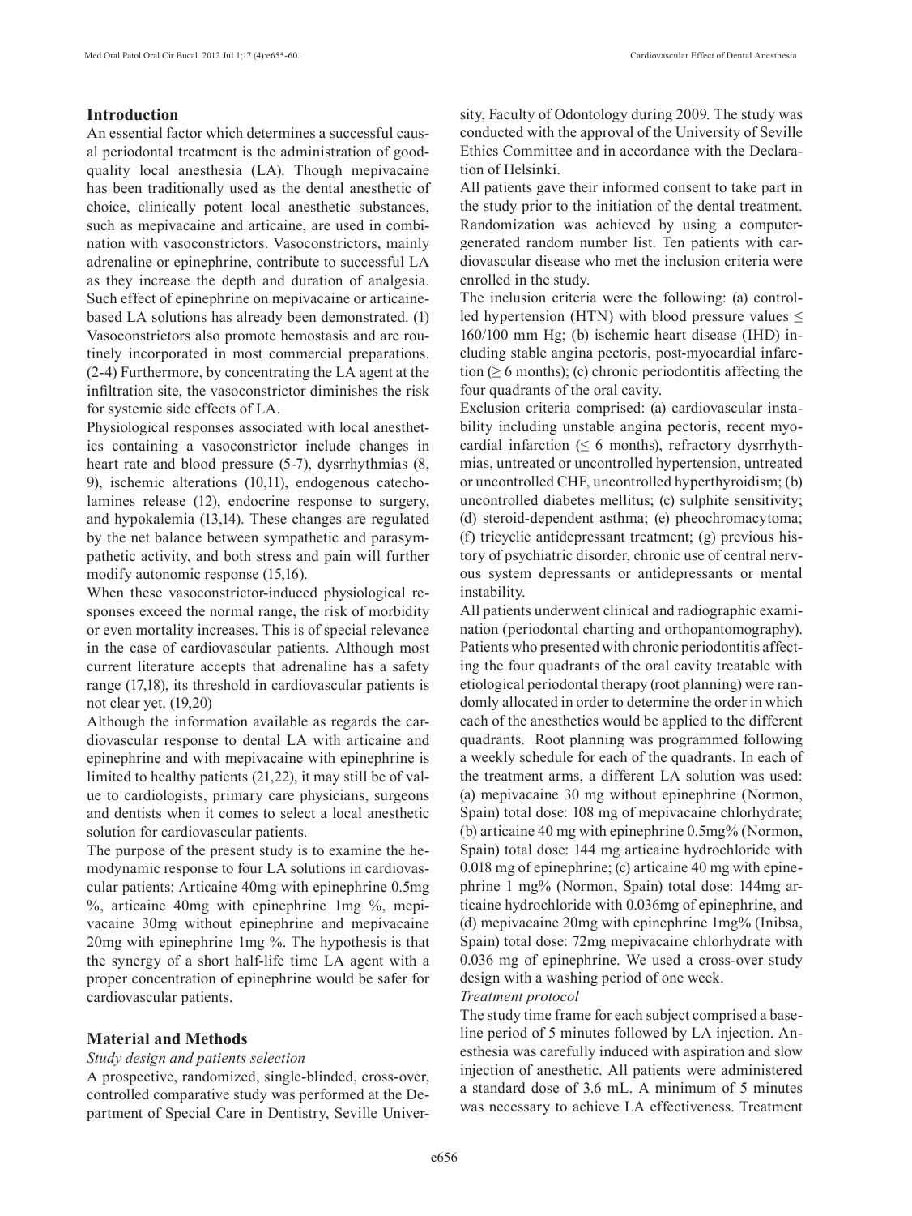## Introduction

An essential factor which determines a successful causal periodontal treatment is the administration of good-quality local anesthesia (LA). Though mepivacaine has been traditionally used as the dental anesthetic of choice, clinically potent local anesthetic substances, such as mepivacaine and articaine, are used in combination with vasoconstrictors. Vasoconstrictors, mainly adrenaline or epinephrine, contribute to successful LA as they increase the depth and duration of analgesia. Such effect of epinephrine on mepivacaine or articaine-based LA solutions has already been demonstrated. (1) Vasoconstrictors also promote hemostasis and are routinely incorporated in most commercial preparations. (2-4) Furthermore, by concentrating the LA agent at the infiltration site, the vasoconstrictor diminishes the risk for systemic side effects of LA.

Physiological responses associated with local anesthetics containing a vasoconstrictor include changes in heart rate and blood pressure (5-7), dysrrhythmias (8, 9), ischemic alterations (10,11), endogenous catecholamines release (12), endocrine response to surgery, and hypokalemia (13,14). These changes are regulated by the net balance between sympathetic and parasympathetic activity, and both stress and pain will further modify autonomic response (15,16).

When these vasoconstrictor-induced physiological responses exceed the normal range, the risk of morbidity or even mortality increases. This is of special relevance in the case of cardiovascular patients. Although most current literature accepts that adrenaline has a safety range (17,18), its threshold in cardiovascular patients is not clear yet. (19,20)

Although the information available as regards the cardiovascular response to dental LA with articaine and epinephrine and with mepivacaine with epinephrine is limited to healthy patients (21,22), it may still be of value to cardiologists, primary care physicians, surgeons and dentists when it comes to select a local anesthetic solution for cardiovascular patients.

The purpose of the present study is to examine the hemodynamic response to four LA solutions in cardiovascular patients: Articaine 40mg with epinephrine 0.5mg %, articaine 40mg with epinephrine 1mg %, mepivacaine 30mg without epinephrine and mepivacaine 20mg with epinephrine 1mg %. The hypothesis is that the synergy of a short half-life time LA agent with a proper concentration of epinephrine would be safer for cardiovascular patients.

## Material and Methods

*Study design and patients selection*

A prospective, randomized, single-blinded, cross-over, controlled comparative study was performed at the Department of Special Care in Dentistry, Seville University, Faculty of Odontology during 2009. The study was conducted with the approval of the University of Seville Ethics Committee and in accordance with the Declaration of Helsinki.

All patients gave their informed consent to take part in the study prior to the initiation of the dental treatment. Randomization was achieved by using a computer-generated random number list. Ten patients with cardiovascular disease who met the inclusion criteria were enrolled in the study.

The inclusion criteria were the following: (a) controlled hypertension (HTN) with blood pressure values ≤ 160/100 mm Hg; (b) ischemic heart disease (IHD) including stable angina pectoris, post-myocardial infarction (≥ 6 months); (c) chronic periodontitis affecting the four quadrants of the oral cavity.

Exclusion criteria comprised: (a) cardiovascular instability including unstable angina pectoris, recent myocardial infarction (≤ 6 months), refractory dysrrhythmias, untreated or uncontrolled hypertension, untreated or uncontrolled CHF, uncontrolled hyperthyroidism; (b) uncontrolled diabetes mellitus; (c) sulphite sensitivity; (d) steroid-dependent asthma; (e) pheochromacytoma; (f) tricyclic antidepressant treatment; (g) previous history of psychiatric disorder, chronic use of central nervous system depressants or antidepressants or mental instability.

All patients underwent clinical and radiographic examination (periodontal charting and orthopantomography). Patients who presented with chronic periodontitis affecting the four quadrants of the oral cavity treatable with etiological periodontal therapy (root planning) were randomly allocated in order to determine the order in which each of the anesthetics would be applied to the different quadrants. Root planning was programmed following a weekly schedule for each of the quadrants. In each of the treatment arms, a different LA solution was used: (a) mepivacaine 30 mg without epinephrine (Normon, Spain) total dose: 108 mg of mepivacaine chlorhydrate; (b) articaine 40 mg with epinephrine 0.5mg% (Normon, Spain) total dose: 144 mg articaine hydrochloride with 0.018 mg of epinephrine; (c) articaine 40 mg with epinephrine 1 mg% (Normon, Spain) total dose: 144mg articaine hydrochloride with 0.036mg of epinephrine, and (d) mepivacaine 20mg with epinephrine 1mg% (Inibsa, Spain) total dose: 72mg mepivacaine chlorhydrate with 0.036 mg of epinephrine. We used a cross-over study design with a washing period of one week.

*Treatment protocol*

The study time frame for each subject comprised a baseline period of 5 minutes followed by LA injection. Anesthesia was carefully induced with aspiration and slow injection of anesthetic. All patients were administered a standard dose of 3.6 mL. A minimum of 5 minutes was necessary to achieve LA effectiveness. Treatment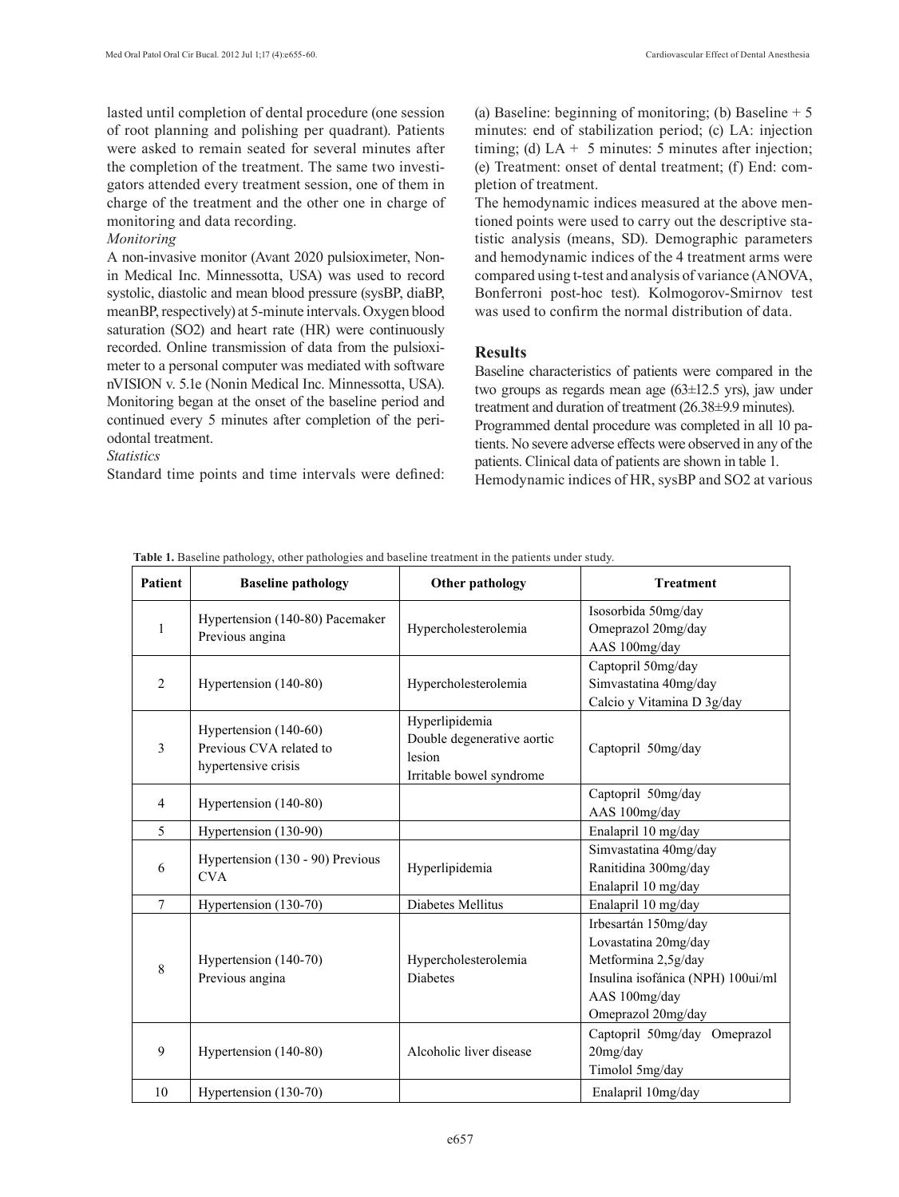lasted until completion of dental procedure (one session of root planning and polishing per quadrant). Patients were asked to remain seated for several minutes after the completion of the treatment. The same two investigators attended every treatment session, one of them in charge of the treatment and the other one in charge of monitoring and data recording.

*Monitoring*

A non-invasive monitor (Avant 2020 pulsioximeter, Nonin Medical Inc. Minnessotta, USA) was used to record systolic, diastolic and mean blood pressure (sysBP, diaBP, meanBP, respectively) at 5-minute intervals. Oxygen blood saturation (SO2) and heart rate (HR) were continuously recorded. Online transmission of data from the pulsioximeter to a personal computer was mediated with software nVISION v. 5.1e (Nonin Medical Inc. Minnessotta, USA). Monitoring began at the onset of the baseline period and continued every 5 minutes after completion of the periodontal treatment.

*Statistics*

Standard time points and time intervals were defined: (a) Baseline: beginning of monitoring; (b) Baseline + 5 minutes: end of stabilization period; (c) LA: injection timing; (d) LA + 5 minutes: 5 minutes after injection; (e) Treatment: onset of dental treatment; (f) End: completion of treatment.

The hemodynamic indices measured at the above mentioned points were used to carry out the descriptive statistic analysis (means, SD). Demographic parameters and hemodynamic indices of the 4 treatment arms were compared using t-test and analysis of variance (ANOVA, Bonferroni post-hoc test). Kolmogorov-Smirnov test was used to confirm the normal distribution of data.

## Results

Baseline characteristics of patients were compared in the two groups as regards mean age (63±12.5 yrs), jaw under treatment and duration of treatment (26.38±9.9 minutes).

Programmed dental procedure was completed in all 10 patients. No severe adverse effects were observed in any of the patients. Clinical data of patients are shown in table 1.

Hemodynamic indices of HR, sysBP and SO2 at various

**Table 1.** Baseline pathology, other pathologies and baseline treatment in the patients under study.

| Patient | Baseline pathology | Other pathology | Treatment |
|---|---|---|---|
| 1 | Hypertension (140-80) Pacemaker Previous angina | Hypercholesterolemia | Isosorbida 50mg/day<br>Omeprazol 20mg/day<br>AAS 100mg/day |
| 2 | Hypertension (140-80) | Hypercholesterolemia | Captopril 50mg/day<br>Simvastatina 40mg/day<br>Calcio y Vitamina D 3g/day |
| 3 | Hypertension (140-60)<br>Previous CVA related to hypertensive crisis | Hyperlipidemia<br>Double degenerative aortic lesion<br>Irritable bowel syndrome | Captopril 50mg/day |
| 4 | Hypertension (140-80) | | Captopril 50mg/day<br>AAS 100mg/day |
| 5 | Hypertension (130-90) | | Enalapril 10 mg/day |
| 6 | Hypertension (130 - 90) Previous CVA | Hyperlipidemia | Simvastatina 40mg/day<br>Ranitidina 300mg/day<br>Enalapril 10 mg/day |
| 7 | Hypertension (130-70) | Diabetes Mellitus | Enalapril 10 mg/day |
| 8 | Hypertension (140-70)<br>Previous angina | Hypercholesterolemia<br>Diabetes | Irbesartán 150mg/day<br>Lovastatina 20mg/day<br>Metformina 2,5g/day<br>Insulina isofánica (NPH) 100ui/ml<br>AAS 100mg/day<br>Omeprazol 20mg/day |
| 9 | Hypertension (140-80) | Alcoholic liver disease | Captopril 50mg/day Omeprazol 20mg/day<br>Timolol 5mg/day |
| 10 | Hypertension (130-70) | | Enalapril 10mg/day |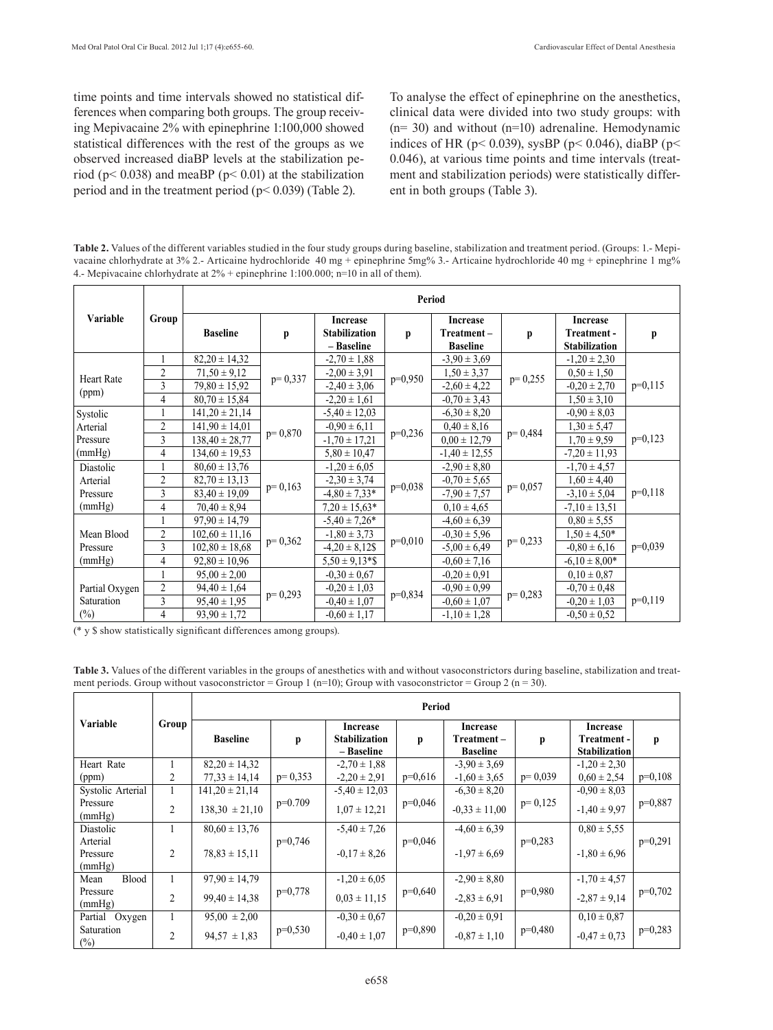time points and time intervals showed no statistical differences when comparing both groups. The group receiving Mepivacaine 2% with epinephrine 1:100,000 showed statistical differences with the rest of the groups as we observed increased diaBP levels at the stabilization period ($p < 0.038$) and meaBP ($p < 0.01$) at the stabilization period and in the treatment period ($p < 0.039$) (Table 2).

To analyse the effect of epinephrine on the anesthetics, clinical data were divided into two study groups: with ($n = 30$) and without ($n = 10$) adrenaline. Hemodynamic indices of HR ($p < 0.039$), sysBP ($p < 0.046$), diaBP ($p < 0.046$), at various time points and time intervals (treatment and stabilization periods) were statistically different in both groups (Table 3).

**Table 2.** Values of the different variables studied in the four study groups during baseline, stabilization and treatment period. (Groups: 1.- Mepivacaine chlorhydrate at 3% 2.- Articaine hydrochloride 40 mg + epinephrine 5mg% 3.- Articaine hydrochloride 40 mg + epinephrine 1 mg% 4.- Mepivacaine chlorhydrate at 2% + epinephrine 1:100.000; n=10 in all of them).

| Variable | Group | Period | | | | | | | |
|---|---|---|---|---|---|---|---|---|---|
| | | Baseline | p | Increase Stabilization – Baseline | p | Increase Treatment – Baseline | p | Increase Treatment - Stabilization | p |
| Heart Rate (ppm) | 1 | 82,20 ± 14,32 | p= 0,337 | -2,70 ± 1,88 | p=0,950 | -3,90 ± 3,69 | p= 0,255 | -1,20 ± 2,30 | p=0,115 |
| | 2 | 71,50 ± 9,12 | | -2,00 ± 3,91 | | 1,50 ± 3,37 | | 0,50 ± 1,50 | |
| | 3 | 79,80 ± 15,92 | | -2,40 ± 3,06 | | -2,60 ± 4,22 | | -0,20 ± 2,70 | |
| | 4 | 80,70 ± 15,84 | | -2,20 ± 1,61 | | -0,70 ± 3,43 | | 1,50 ± 3,10 | |
| Systolic Arterial Pressure (mmHg) | 1 | 141,20 ± 21,14 | p= 0,870 | -5,40 ± 12,03 | p=0,236 | -6,30 ± 8,20 | p= 0,484 | -0,90 ± 8,03 | p=0,123 |
| | 2 | 141,90 ± 14,01 | | -0,90 ± 6,11 | | 0,40 ± 8,16 | | 1,30 ± 5,47 | |
| | 3 | 138,40 ± 28,77 | | -1,70 ± 17,21 | | 0,00 ± 12,79 | | 1,70 ± 9,59 | |
| | 4 | 134,60 ± 19,53 | | 5,80 ± 10,47 | | -1,40 ± 12,55 | | -7,20 ± 11,93 | |
| Diastolic Arterial Pressure (mmHg) | 1 | 80,60 ± 13,76 | p= 0,163 | -1,20 ± 6,05 | p=0,038 | -2,90 ± 8,80 | p= 0,057 | -1,70 ± 4,57 | p=0,118 |
| | 2 | 82,70 ± 13,13 | | -2,30 ± 3,74 | | -0,70 ± 5,65 | | 1,60 ± 4,40 | |
| | 3 | 83,40 ± 19,09 | | -4,80 ± 7,33* | | -7,90 ± 7,57 | | -3,10 ± 5,04 | |
| | 4 | 70,40 ± 8,94 | | 7,20 ± 15,63* | | 0,10 ± 4,65 | | -7,10 ± 13,51 | |
| Mean Blood Pressure (mmHg) | 1 | 97,90 ± 14,79 | p= 0,362 | -5,40 ± 7,26* | p=0,010 | -4,60 ± 6,39 | p= 0,233 | 0,80 ± 5,55 | p=0,039 |
| | 2 | 102,60 ± 11,16 | | -1,80 ± 3,73 | | -0,30 ± 5,96 | | 1,50 ± 4,50* | |
| | 3 | 102,80 ± 18,68 | | -4,20 ± 8,12$ | | -5,00 ± 6,49 | | -0,80 ± 6,16 | |
| | 4 | 92,80 ± 10,96 | | 5,50 ± 9,13*$ | | -0,60 ± 7,16 | | -6,10 ± 8,00* | |
| Partial Oxygen Saturation (%) | 1 | 95,00 ± 2,00 | p= 0,293 | -0,30 ± 0,67 | p=0,834 | -0,20 ± 0,91 | p= 0,283 | 0,10 ± 0,87 | p=0,119 |
| | 2 | 94,40 ± 1,64 | | -0,20 ± 1,03 | | -0,90 ± 0,99 | | -0,70 ± 0,48 | |
| | 3 | 95,40 ± 1,95 | | -0,40 ± 1,07 | | -0,60 ± 1,07 | | -0,20 ± 1,03 | |
| | 4 | 93,90 ± 1,72 | | -0,60 ± 1,17 | | -1,10 ± 1,28 | | -0,50 ± 0,52 | |

(* y $ show statistically significant differences among groups).

**Table 3.** Values of the different variables in the groups of anesthetics with and without vasoconstrictors during baseline, stabilization and treatment periods. Group without vasoconstrictor = Group 1 (n=10); Group with vasoconstrictor = Group 2 (n = 30).

| Variable | Group | Period | | | | | | | |
|---|---|---|---|---|---|---|---|---|---|
| | | Baseline | p | Increase Stabilization – Baseline | p | Increase Treatment – Baseline | p | Increase Treatment - Stabilization | p |
| Heart Rate (ppm) | 1 | 82,20 ± 14,32 | p= 0,353 | -2,70 ± 1,88 | p=0,616 | -3,90 ± 3,69 | p= 0,039 | -1,20 ± 2,30 | p=0,108 |
| | 2 | 77,33 ± 14,14 | | -2,20 ± 2,91 | | -1,60 ± 3,65 | | 0,60 ± 2,54 | |
| Systolic Arterial Pressure (mmHg) | 1 | 141,20 ± 21,14 | p=0.709 | -5,40 ± 12,03 | p=0,046 | -6,30 ± 8,20 | p= 0,125 | -0,90 ± 8,03 | p=0,887 |
| | 2 | 138,30 ± 21,10 | | 1,07 ± 12,21 | | -0,33 ± 11,00 | | -1,40 ± 9,97 | |
| Diastolic Arterial Pressure (mmHg) | 1 | 80,60 ± 13,76 | p=0,746 | -5,40 ± 7,26 | p=0,046 | -4,60 ± 6,39 | p=0,283 | 0,80 ± 5,55 | p=0,291 |
| | 2 | 78,83 ± 15,11 | | -0,17 ± 8,26 | | -1,97 ± 6,69 | | -1,80 ± 6,96 | |
| Mean Blood Pressure (mmHg) | 1 | 97,90 ± 14,79 | p=0,778 | -1,20 ± 6,05 | p=0,640 | -2,90 ± 8,80 | p=0,980 | -1,70 ± 4,57 | p=0,702 |
| | 2 | 99,40 ± 14,38 | | 0,03 ± 11,15 | | -2,83 ± 6,91 | | -2,87 ± 9,14 | |
| Partial Oxygen Saturation (%) | 1 | 95,00 ± 2,00 | p=0,530 | -0,30 ± 0,67 | p=0,890 | -0,20 ± 0,91 | p=0,480 | 0,10 ± 0,87 | p=0,283 |
| | 2 | 94,57 ± 1,83 | | -0,40 ± 1,07 | | -0,87 ± 1,10 | | -0,47 ± 0,73 | |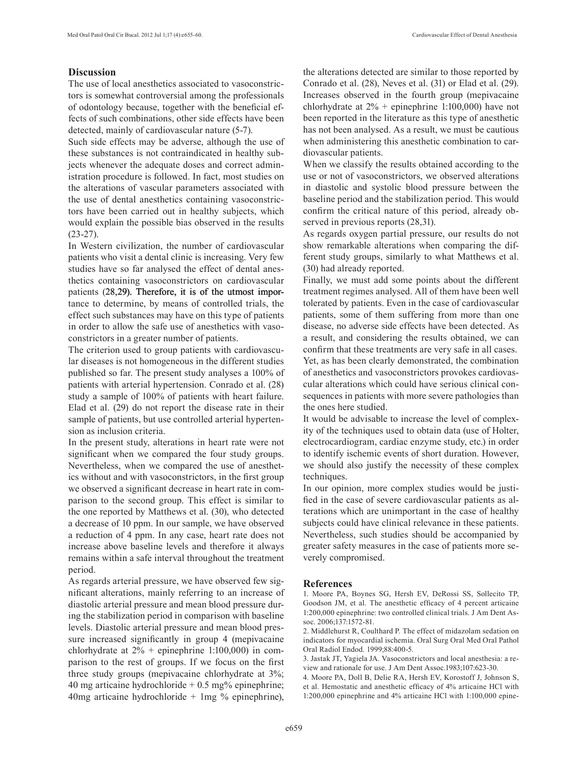## Discussion

The use of local anesthetics associated to vasoconstrictors is somewhat controversial among the professionals of odontology because, together with the beneficial effects of such combinations, other side effects have been detected, mainly of cardiovascular nature (5-7).

Such side effects may be adverse, although the use of these substances is not contraindicated in healthy subjects whenever the adequate doses and correct administration procedure is followed. In fact, most studies on the alterations of vascular parameters associated with the use of dental anesthetics containing vasoconstrictors have been carried out in healthy subjects, which would explain the possible bias observed in the results (23-27).

In Western civilization, the number of cardiovascular patients who visit a dental clinic is increasing. Very few studies have so far analysed the effect of dental anesthetics containing vasoconstrictors on cardiovascular patients (28,29). Therefore, it is of the utmost importance to determine, by means of controlled trials, the effect such substances may have on this type of patients in order to allow the safe use of anesthetics with vasoconstrictors in a greater number of patients.

The criterion used to group patients with cardiovascular diseases is not homogeneous in the different studies published so far. The present study analyses a 100% of patients with arterial hypertension. Conrado et al. (28) study a sample of 100% of patients with heart failure. Elad et al. (29) do not report the disease rate in their sample of patients, but use controlled arterial hypertension as inclusion criteria.

In the present study, alterations in heart rate were not significant when we compared the four study groups. Nevertheless, when we compared the use of anesthetics without and with vasoconstrictors, in the first group we observed a significant decrease in heart rate in comparison to the second group. This effect is similar to the one reported by Matthews et al. (30), who detected a decrease of 10 ppm. In our sample, we have observed a reduction of 4 ppm. In any case, heart rate does not increase above baseline levels and therefore it always remains within a safe interval throughout the treatment period.

As regards arterial pressure, we have observed few significant alterations, mainly referring to an increase of diastolic arterial pressure and mean blood pressure during the stabilization period in comparison with baseline levels. Diastolic arterial pressure and mean blood pressure increased significantly in group 4 (mepivacaine chlorhydrate at 2% + epinephrine 1:100,000) in comparison to the rest of groups. If we focus on the first three study groups (mepivacaine chlorhydrate at 3%; 40 mg articaine hydrochloride + 0.5 mg% epinephrine; 40mg articaine hydrochloride + 1mg % epinephrine), the alterations detected are similar to those reported by Conrado et al. (28), Neves et al. (31) or Elad et al. (29). Increases observed in the fourth group (mepivacaine chlorhydrate at 2% + epinephrine 1:100,000) have not been reported in the literature as this type of anesthetic has not been analysed. As a result, we must be cautious when administering this anesthetic combination to cardiovascular patients.

When we classify the results obtained according to the use or not of vasoconstrictors, we observed alterations in diastolic and systolic blood pressure between the baseline period and the stabilization period. This would confirm the critical nature of this period, already observed in previous reports (28,31).

As regards oxygen partial pressure, our results do not show remarkable alterations when comparing the different study groups, similarly to what Matthews et al. (30) had already reported.

Finally, we must add some points about the different treatment regimes analysed. All of them have been well tolerated by patients. Even in the case of cardiovascular patients, some of them suffering from more than one disease, no adverse side effects have been detected. As a result, and considering the results obtained, we can confirm that these treatments are very safe in all cases. Yet, as has been clearly demonstrated, the combination of anesthetics and vasoconstrictors provokes cardiovascular alterations which could have serious clinical consequences in patients with more severe pathologies than the ones here studied.

It would be advisable to increase the level of complexity of the techniques used to obtain data (use of Holter, electrocardiogram, cardiac enzyme study, etc.) in order to identify ischemic events of short duration. However, we should also justify the necessity of these complex techniques.

In our opinion, more complex studies would be justified in the case of severe cardiovascular patients as alterations which are unimportant in the case of healthy subjects could have clinical relevance in these patients. Nevertheless, such studies should be accompanied by greater safety measures in the case of patients more severely compromised.

## References

1. Moore PA, Boynes SG, Hersh EV, DeRossi SS, Sollecito TP, Goodson JM, et al. The anesthetic efficacy of 4 percent articaine 1:200,000 epinephrine: two controlled clinical trials. J Am Dent Assoc. 2006;137:1572-81.
2. Middlehurst R, Coulthard P. The effect of midazolam sedation on indicators for myocardial ischemia. Oral Surg Oral Med Oral Pathol Oral Radiol Endod. 1999;88:400-5.
3. Jastak JT, Yagiela JA. Vasoconstrictors and local anesthesia: a review and rationale for use. J Am Dent Assoc.1983;107:623-30.
4. Moore PA, Doll B, Delie RA, Hersh EV, Korostoff J, Johnson S, et al. Hemostatic and anesthetic efficacy of 4% articaine HCl with 1:200,000 epinephrine and 4% articaine HCl with 1:100,000 epine-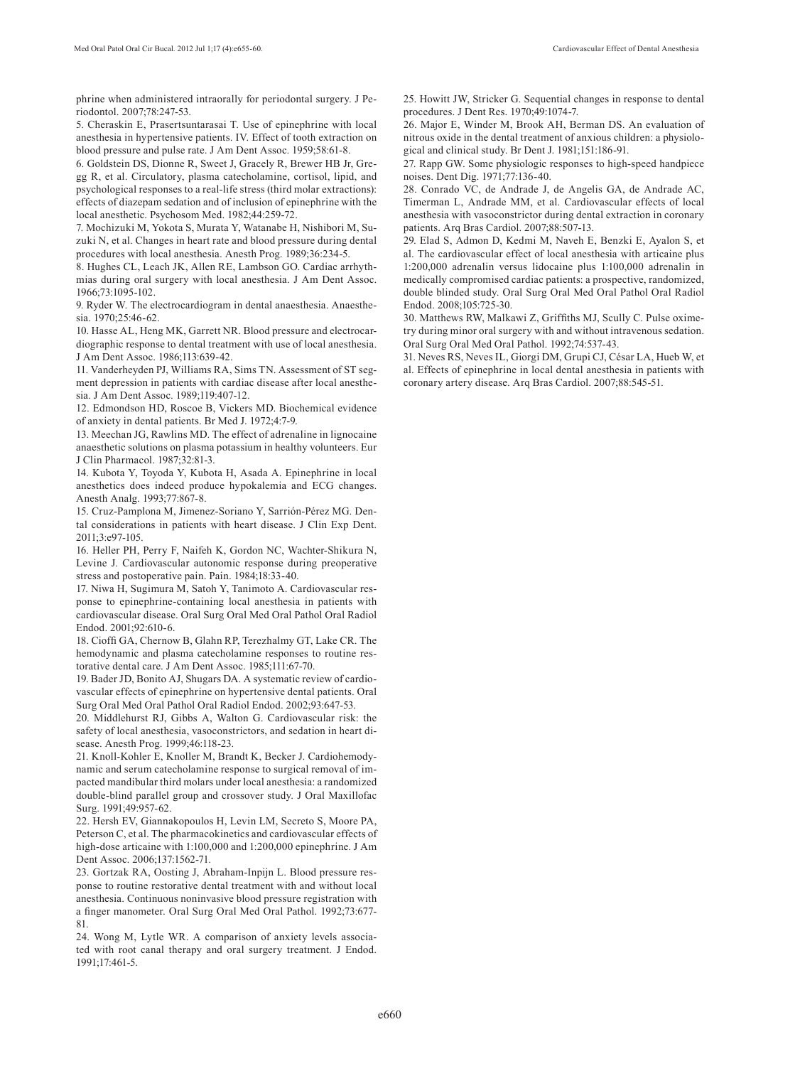phrine when administered intraorally for periodontal surgery. J Periodontol. 2007;78:247-53.

5. Cheraskin E, Prasertsuntarasai T. Use of epinephrine with local anesthesia in hypertensive patients. IV. Effect of tooth extraction on blood pressure and pulse rate. J Am Dent Assoc. 1959;58:61-8.

6. Goldstein DS, Dionne R, Sweet J, Gracely R, Brewer HB Jr, Gregg R, et al. Circulatory, plasma catecholamine, cortisol, lipid, and psychological responses to a real-life stress (third molar extractions): effects of diazepam sedation and of inclusion of epinephrine with the local anesthetic. Psychosom Med. 1982;44:259-72.

7. Mochizuki M, Yokota S, Murata Y, Watanabe H, Nishibori M, Suzuki N, et al. Changes in heart rate and blood pressure during dental procedures with local anesthesia. Anesth Prog. 1989;36:234-5.

8. Hughes CL, Leach JK, Allen RE, Lambson GO. Cardiac arrhythmias during oral surgery with local anesthesia. J Am Dent Assoc. 1966;73:1095-102.

9. Ryder W. The electrocardiogram in dental anaesthesia. Anaesthesia. 1970;25:46-62.

10. Hasse AL, Heng MK, Garrett NR. Blood pressure and electrocardiographic response to dental treatment with use of local anesthesia. J Am Dent Assoc. 1986;113:639-42.

11. Vanderheyden PJ, Williams RA, Sims TN. Assessment of ST segment depression in patients with cardiac disease after local anesthesia. J Am Dent Assoc. 1989;119:407-12.

12. Edmondson HD, Roscoe B, Vickers MD. Biochemical evidence of anxiety in dental patients. Br Med J. 1972;4:7-9.

13. Meechan JG, Rawlins MD. The effect of adrenaline in lignocaine anaesthetic solutions on plasma potassium in healthy volunteers. Eur J Clin Pharmacol. 1987;32:81-3.

14. Kubota Y, Toyoda Y, Kubota H, Asada A. Epinephrine in local anesthetics does indeed produce hypokalemia and ECG changes. Anesth Analg. 1993;77:867-8.

15. Cruz-Pamplona M, Jimenez-Soriano Y, Sarrión-Pérez MG. Dental considerations in patients with heart disease. J Clin Exp Dent. 2011;3:e97-105.

16. Heller PH, Perry F, Naifeh K, Gordon NC, Wachter-Shikura N, Levine J. Cardiovascular autonomic response during preoperative stress and postoperative pain. Pain. 1984;18:33-40.

17. Niwa H, Sugimura M, Satoh Y, Tanimoto A. Cardiovascular response to epinephrine-containing local anesthesia in patients with cardiovascular disease. Oral Surg Oral Med Oral Pathol Oral Radiol Endod. 2001;92:610-6.

18. Cioffi GA, Chernow B, Glahn RP, Terezhalmy GT, Lake CR. The hemodynamic and plasma catecholamine responses to routine restorative dental care. J Am Dent Assoc. 1985;111:67-70.

19. Bader JD, Bonito AJ, Shugars DA. A systematic review of cardiovascular effects of epinephrine on hypertensive dental patients. Oral Surg Oral Med Oral Pathol Oral Radiol Endod. 2002;93:647-53.

20. Middlehurst RJ, Gibbs A, Walton G. Cardiovascular risk: the safety of local anesthesia, vasoconstrictors, and sedation in heart disease. Anesth Prog. 1999;46:118-23.

21. Knoll-Kohler E, Knoller M, Brandt K, Becker J. Cardiohemodynamic and serum catecholamine response to surgical removal of impacted mandibular third molars under local anesthesia: a randomized double-blind parallel group and crossover study. J Oral Maxillofac Surg. 1991;49:957-62.

22. Hersh EV, Giannakopoulos H, Levin LM, Secreto S, Moore PA, Peterson C, et al. The pharmacokinetics and cardiovascular effects of high-dose articaine with 1:100,000 and 1:200,000 epinephrine. J Am Dent Assoc. 2006;137:1562-71.

23. Gortzak RA, Oosting J, Abraham-Inpijn L. Blood pressure response to routine restorative dental treatment with and without local anesthesia. Continuous noninvasive blood pressure registration with a finger manometer. Oral Surg Oral Med Oral Pathol. 1992;73:677-81.

24. Wong M, Lytle WR. A comparison of anxiety levels associated with root canal therapy and oral surgery treatment. J Endod. 1991;17:461-5.

25. Howitt JW, Stricker G. Sequential changes in response to dental procedures. J Dent Res. 1970;49:1074-7.

26. Major E, Winder M, Brook AH, Berman DS. An evaluation of nitrous oxide in the dental treatment of anxious children: a physiological and clinical study. Br Dent J. 1981;151:186-91.

27. Rapp GW. Some physiologic responses to high-speed handpiece noises. Dent Dig. 1971;77:136-40.

28. Conrado VC, de Andrade J, de Angelis GA, de Andrade AC, Timerman L, Andrade MM, et al. Cardiovascular effects of local anesthesia with vasoconstrictor during dental extraction in coronary patients. Arq Bras Cardiol. 2007;88:507-13.

29. Elad S, Admon D, Kedmi M, Naveh E, Benzki E, Ayalon S, et al. The cardiovascular effect of local anesthesia with articaine plus 1:200,000 adrenalin versus lidocaine plus 1:100,000 adrenalin in medically compromised cardiac patients: a prospective, randomized, double blinded study. Oral Surg Oral Med Oral Pathol Oral Radiol Endod. 2008;105:725-30.

30. Matthews RW, Malkawi Z, Griffiths MJ, Scully C. Pulse oximetry during minor oral surgery with and without intravenous sedation. Oral Surg Oral Med Oral Pathol. 1992;74:537-43.

31. Neves RS, Neves IL, Giorgi DM, Grupi CJ, César LA, Hueb W, et al. Effects of epinephrine in local dental anesthesia in patients with coronary artery disease. Arq Bras Cardiol. 2007;88:545-51.